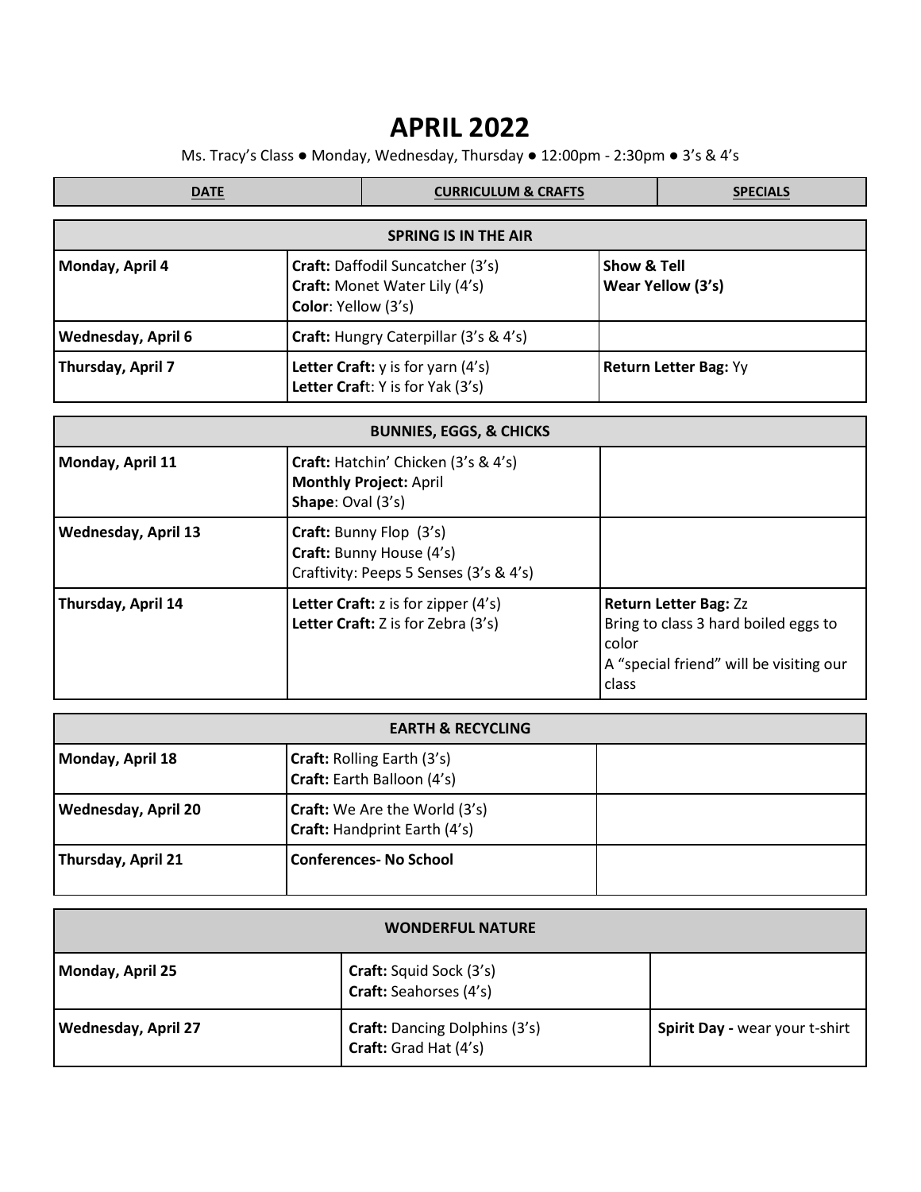# APRIL 2022

Ms. Tracy's Class ● Monday, Wednesday, Thursday ● 12:00pm - 2:30pm ● 3's & 4's

| DATE | CURRICULUM & CRAFTS | SPECIALS |
|---|---|---|
| **SPRING IS IN THE AIR** | | |
| Monday, April 4 | **Craft:** Daffodil Suncatcher (3's)<br>**Craft:** Monet Water Lily (4's)<br>**Color**: Yellow (3's) | **Show & Tell**<br>**Wear Yellow (3's)** |
| Wednesday, April 6 | **Craft:** Hungry Caterpillar (3's & 4's) | |
| Thursday, April 7 | **Letter Craft:** y is for yarn (4's)<br>**Letter Craft**: Y is for Yak (3's) | **Return Letter Bag:** Yy |
| **BUNNIES, EGGS, & CHICKS** | | |
| Monday, April 11 | **Craft:** Hatchin' Chicken (3's & 4's)<br>**Monthly Project:** April<br>**Shape**: Oval (3's) | |
| Wednesday, April 13 | **Craft:** Bunny Flop (3's)<br>**Craft:** Bunny House (4's)<br>Craftivity: Peeps 5 Senses (3's & 4's) | |
| Thursday, April 14 | **Letter Craft:** z is for zipper (4's)<br>**Letter Craft:** Z is for Zebra (3's) | **Return Letter Bag:** Zz<br>Bring to class 3 hard boiled eggs to color<br>A "special friend" will be visiting our class |
| **EARTH & RECYCLING** | | |
| Monday, April 18 | **Craft:** Rolling Earth (3's)<br>**Craft:** Earth Balloon (4's) | |
| Wednesday, April 20 | **Craft:** We Are the World (3's)<br>**Craft:** Handprint Earth (4's) | |
| Thursday, April 21 | **Conferences- No School** | |
| **WONDERFUL NATURE** | | |
| Monday, April 25 | **Craft:** Squid Sock (3's)<br>**Craft:** Seahorses (4's) | |
| Wednesday, April 27 | **Craft:** Dancing Dolphins (3's)<br>**Craft:** Grad Hat (4's) | **Spirit Day -** wear your t-shirt |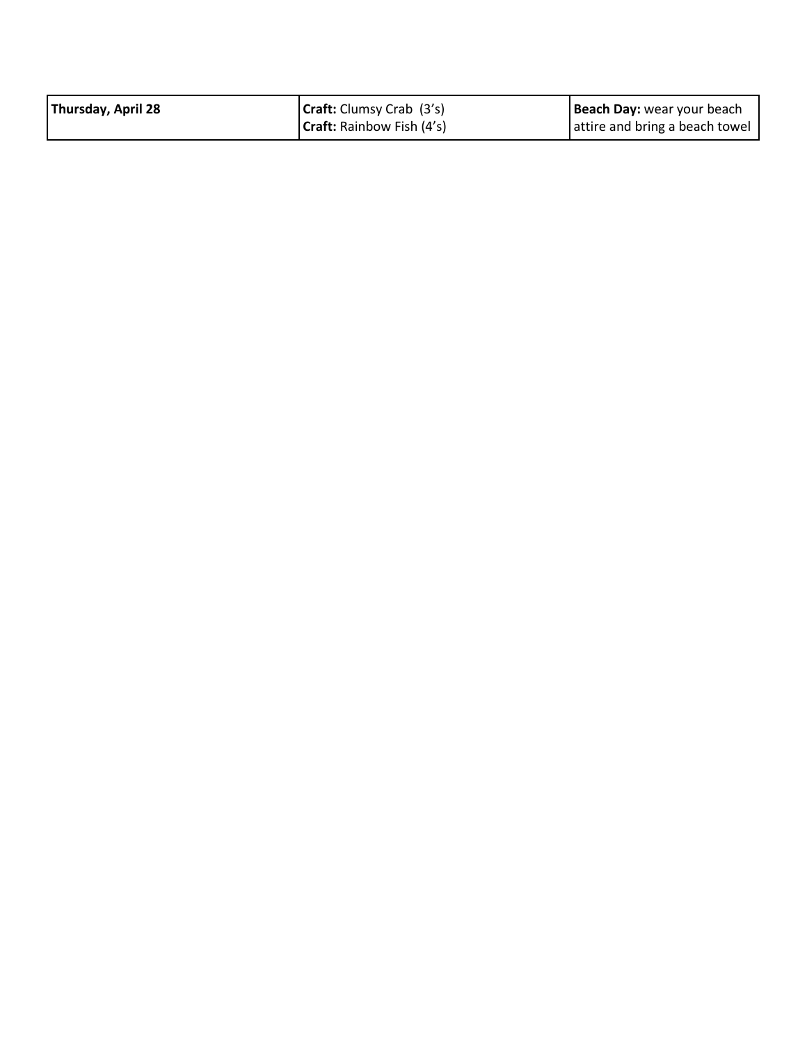| | | |
|---|---|---|
| **Thursday, April 28** | **Craft:** Clumsy Crab (3's)<br>**Craft:** Rainbow Fish (4's) | **Beach Day:** wear your beach attire and bring a beach towel |